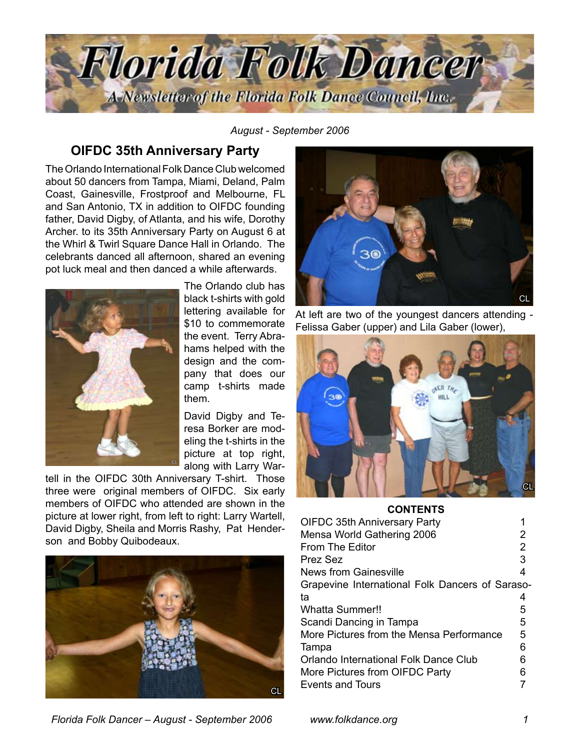# Florida Folk Dancer

*A Newsletter of the Florida Folk Dance Council, Inc.*

*August - September 2006*

## OIFDC 35th Anniversary Party

The Orlando International Folk Dance Club welcomed about 50 dancers from Tampa, Miami, Deland, Palm Coast, Gainesville, Frostproof and Melbourne, FL and San Antonio, TX in addition to OIFDC founding father, David Digby, of Atlanta, and his wife, Dorothy Archer. to its 35th Anniversary Party on August 6 at the Whirl & Twirl Square Dance Hall in Orlando. The celebrants danced all afternoon, shared an evening pot luck meal and then danced a while afterwards.

The Orlando club has black t-shirts with gold lettering available for $10 to commemorate the event. Terry Abrahams helped with the design and the company that does our camp t-shirts made them.

David Digby and Teresa Borker are modeling the t-shirts in the picture at top right, along with Larry Wartell in the OIFDC 30th Anniversary T-shirt. Those three were original members of OIFDC. Six early members of OIFDC who attended are shown in the picture at lower right, from left to right: Larry Wartell, David Digby, Sheila and Morris Rashy, Pat Henderson and Bobby Quibodeaux.

At left are two of the youngest dancers attending - Felissa Gaber (upper) and Lila Gaber (lower),

### CONTENTS

| | |
|---|---|
| OIFDC 35th Anniversary Party | 1 |
| Mensa World Gathering 2006 | 2 |
| From The Editor | 2 |
| Prez Sez | 3 |
| News from Gainesville | 4 |
| Grapevine International Folk Dancers of Sarasota | 4 |
| Whatta Summer!! | 5 |
| Scandi Dancing in Tampa | 5 |
| More Pictures from the Mensa Performance | 5 |
| Tampa | 6 |
| Orlando International Folk Dance Club | 6 |
| More Pictures from OIFDC Party | 6 |
| Events and Tours | 7 |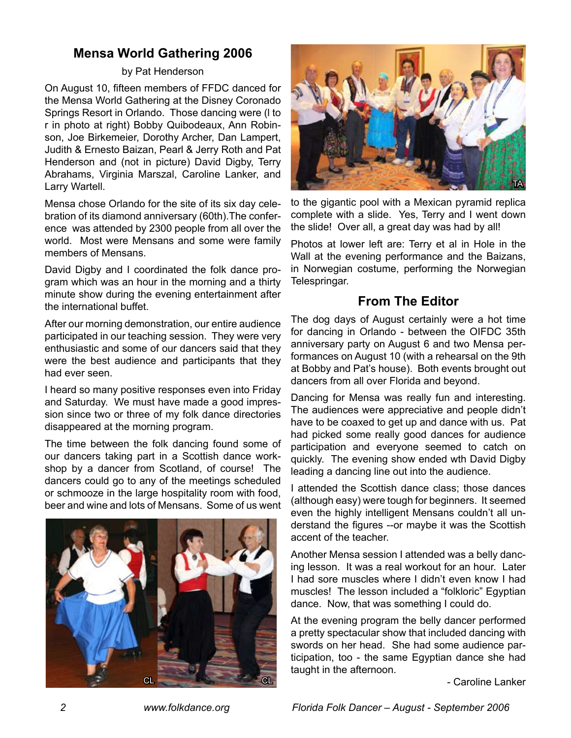## Mensa World Gathering 2006

by Pat Henderson

On August 10, fifteen members of FFDC danced for the Mensa World Gathering at the Disney Coronado Springs Resort in Orlando. Those dancing were (l to r in photo at right) Bobby Quibodeaux, Ann Robinson, Joe Birkemeier, Dorothy Archer, Dan Lampert, Judith & Ernesto Baizan, Pearl & Jerry Roth and Pat Henderson and (not in picture) David Digby, Terry Abrahams, Virginia Marszal, Caroline Lanker, and Larry Wartell.

Mensa chose Orlando for the site of its six day celebration of its diamond anniversary (60th).The conference was attended by 2300 people from all over the world. Most were Mensans and some were family members of Mensans.

David Digby and I coordinated the folk dance program which was an hour in the morning and a thirty minute show during the evening entertainment after the international buffet.

After our morning demonstration, our entire audience participated in our teaching session. They were very enthusiastic and some of our dancers said that they were the best audience and participants that they had ever seen.

I heard so many positive responses even into Friday and Saturday. We must have made a good impression since two or three of my folk dance directories disappeared at the morning program.

The time between the folk dancing found some of our dancers taking part in a Scottish dance workshop by a dancer from Scotland, of course! The dancers could go to any of the meetings scheduled or schmooze in the large hospitality room with food, beer and wine and lots of Mensans. Some of us went to the gigantic pool with a Mexican pyramid replica complete with a slide. Yes, Terry and I went down the slide! Over all, a great day was had by all!

Photos at lower left are: Terry et al in Hole in the Wall at the evening performance and the Baizans, in Norwegian costume, performing the Norwegian Telespringar.

## From The Editor

The dog days of August certainly were a hot time for dancing in Orlando - between the OIFDC 35th anniversary party on August 6 and two Mensa performances on August 10 (with a rehearsal on the 9th at Bobby and Pat's house). Both events brought out dancers from all over Florida and beyond.

Dancing for Mensa was really fun and interesting. The audiences were appreciative and people didn't have to be coaxed to get up and dance with us. Pat had picked some really good dances for audience participation and everyone seemed to catch on quickly. The evening show ended wth David Digby leading a dancing line out into the audience.

I attended the Scottish dance class; those dances (although easy) were tough for beginners. It seemed even the highly intelligent Mensans couldn't all understand the figures --or maybe it was the Scottish accent of the teacher.

Another Mensa session I attended was a belly dancing lesson. It was a real workout for an hour. Later I had sore muscles where I didn't even know I had muscles! The lesson included a "folkloric" Egyptian dance. Now, that was something I could do.

At the evening program the belly dancer performed a pretty spectacular show that included dancing with swords on her head. She had some audience participation, too - the same Egyptian dance she had taught in the afternoon.

- Caroline Lanker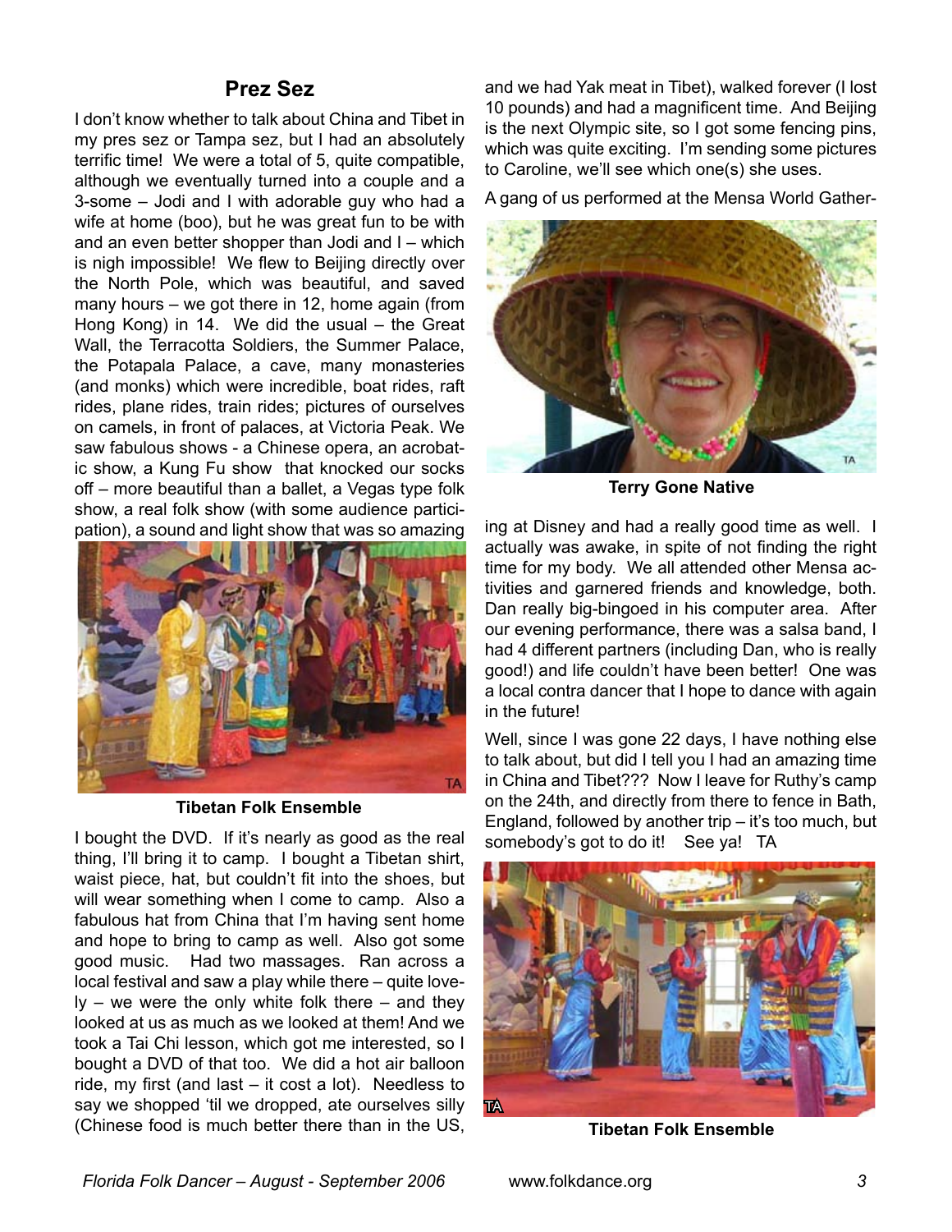## Prez Sez

I don't know whether to talk about China and Tibet in my pres sez or Tampa sez, but I had an absolutely terrific time! We were a total of 5, quite compatible, although we eventually turned into a couple and a 3-some – Jodi and I with adorable guy who had a wife at home (boo), but he was great fun to be with and an even better shopper than Jodi and I – which is nigh impossible! We flew to Beijing directly over the North Pole, which was beautiful, and saved many hours – we got there in 12, home again (from Hong Kong) in 14. We did the usual – the Great Wall, the Terracotta Soldiers, the Summer Palace, the Potapala Palace, a cave, many monasteries (and monks) which were incredible, boat rides, raft rides, plane rides, train rides; pictures of ourselves on camels, in front of palaces, at Victoria Peak. We saw fabulous shows - a Chinese opera, an acrobatic show, a Kung Fu show that knocked our socks off – more beautiful than a ballet, a Vegas type folk show, a real folk show (with some audience participation), a sound and light show that was so amazing

**Tibetan Folk Ensemble**

I bought the DVD. If it's nearly as good as the real thing, I'll bring it to camp. I bought a Tibetan shirt, waist piece, hat, but couldn't fit into the shoes, but will wear something when I come to camp. Also a fabulous hat from China that I'm having sent home and hope to bring to camp as well. Also got some good music. Had two massages. Ran across a local festival and saw a play while there – quite lovely – we were the only white folk there – and they looked at us as much as we looked at them! And we took a Tai Chi lesson, which got me interested, so I bought a DVD of that too. We did a hot air balloon ride, my first (and last – it cost a lot). Needless to say we shopped 'til we dropped, ate ourselves silly (Chinese food is much better there than in the US, and we had Yak meat in Tibet), walked forever (I lost 10 pounds) and had a magnificent time. And Beijing is the next Olympic site, so I got some fencing pins, which was quite exciting. I'm sending some pictures to Caroline, we'll see which one(s) she uses.

A gang of us performed at the Mensa World Gathering at Disney and had a really good time as well. I actually was awake, in spite of not finding the right time for my body. We all attended other Mensa activities and garnered friends and knowledge, both. Dan really big-bingoed in his computer area. After our evening performance, there was a salsa band, I had 4 different partners (including Dan, who is really good!) and life couldn't have been better! One was a local contra dancer that I hope to dance with again in the future!

**Terry Gone Native**

Well, since I was gone 22 days, I have nothing else to talk about, but did I tell you I had an amazing time in China and Tibet??? Now I leave for Ruthy's camp on the 24th, and directly from there to fence in Bath, England, followed by another trip – it's too much, but somebody's got to do it! See ya! TA

**Tibetan Folk Ensemble**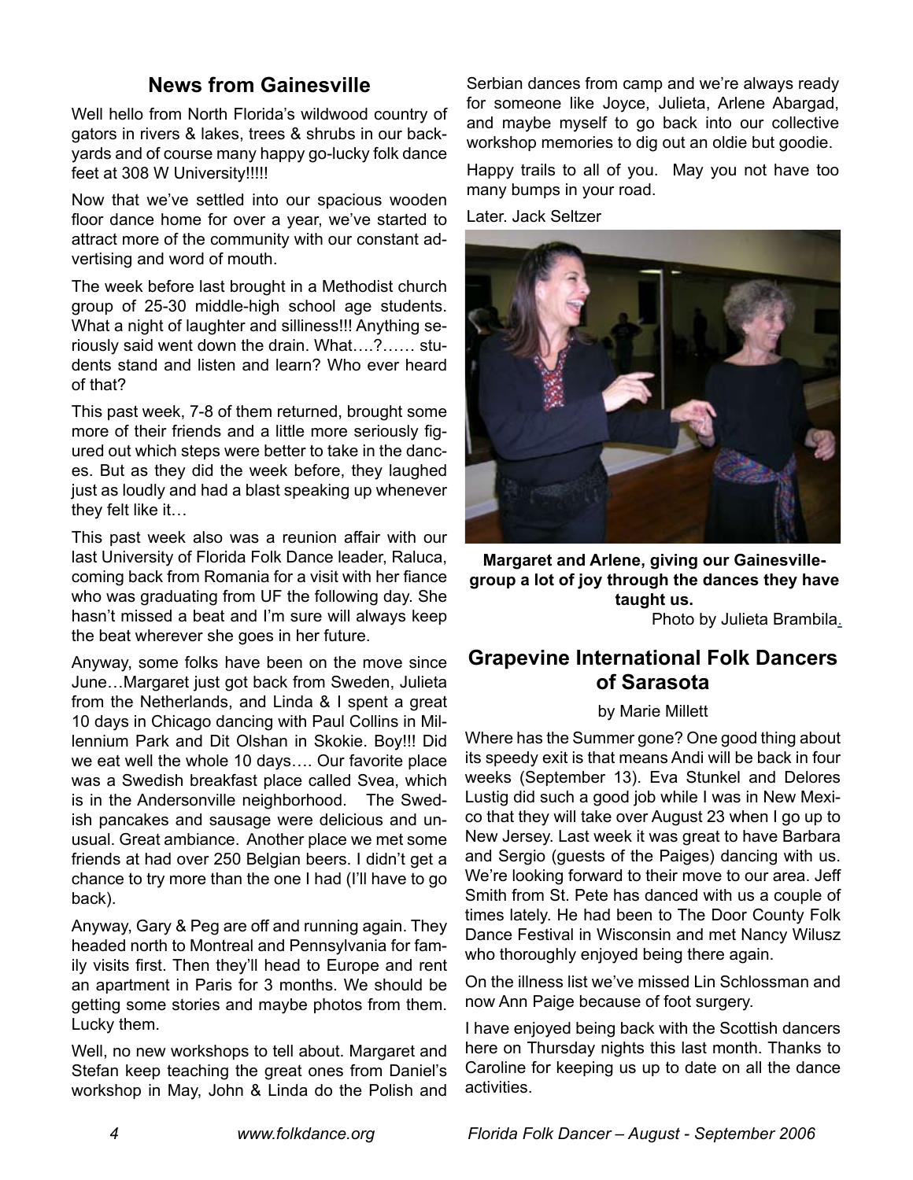## News from Gainesville

Well hello from North Florida's wildwood country of gators in rivers & lakes, trees & shrubs in our backyards and of course many happy go-lucky folk dance feet at 308 W University!!!!!

Now that we've settled into our spacious wooden floor dance home for over a year, we've started to attract more of the community with our constant advertising and word of mouth.

The week before last brought in a Methodist church group of 25-30 middle-high school age students. What a night of laughter and silliness!!! Anything seriously said went down the drain. What….?…… students stand and listen and learn? Who ever heard of that?

This past week, 7-8 of them returned, brought some more of their friends and a little more seriously figured out which steps were better to take in the dances. But as they did the week before, they laughed just as loudly and had a blast speaking up whenever they felt like it…

This past week also was a reunion affair with our last University of Florida Folk Dance leader, Raluca, coming back from Romania for a visit with her fiance who was graduating from UF the following day. She hasn't missed a beat and I'm sure will always keep the beat wherever she goes in her future.

Anyway, some folks have been on the move since June…Margaret just got back from Sweden, Julieta from the Netherlands, and Linda & I spent a great 10 days in Chicago dancing with Paul Collins in Millennium Park and Dit Olshan in Skokie. Boy!!! Did we eat well the whole 10 days…. Our favorite place was a Swedish breakfast place called Svea, which is in the Andersonville neighborhood. The Swedish pancakes and sausage were delicious and unusual. Great ambiance. Another place we met some friends at had over 250 Belgian beers. I didn't get a chance to try more than the one I had (I'll have to go back).

Anyway, Gary & Peg are off and running again. They headed north to Montreal and Pennsylvania for family visits first. Then they'll head to Europe and rent an apartment in Paris for 3 months. We should be getting some stories and maybe photos from them. Lucky them.

Well, no new workshops to tell about. Margaret and Stefan keep teaching the great ones from Daniel's workshop in May, John & Linda do the Polish and Serbian dances from camp and we're always ready for someone like Joyce, Julieta, Arlene Abargad, and maybe myself to go back into our collective workshop memories to dig out an oldie but goodie.

Happy trails to all of you. May you not have too many bumps in your road.

Later. Jack Seltzer

**Margaret and Arlene, giving our Gainesville-group a lot of joy through the dances they have taught us.**
Photo by Julieta Brambila.

## Grapevine International Folk Dancers of Sarasota

by Marie Millett

Where has the Summer gone? One good thing about its speedy exit is that means Andi will be back in four weeks (September 13). Eva Stunkel and Delores Lustig did such a good job while I was in New Mexico that they will take over August 23 when I go up to New Jersey. Last week it was great to have Barbara and Sergio (guests of the Paiges) dancing with us. We're looking forward to their move to our area. Jeff Smith from St. Pete has danced with us a couple of times lately. He had been to The Door County Folk Dance Festival in Wisconsin and met Nancy Wilusz who thoroughly enjoyed being there again.

On the illness list we've missed Lin Schlossman and now Ann Paige because of foot surgery.

I have enjoyed being back with the Scottish dancers here on Thursday nights this last month. Thanks to Caroline for keeping us up to date on all the dance activities.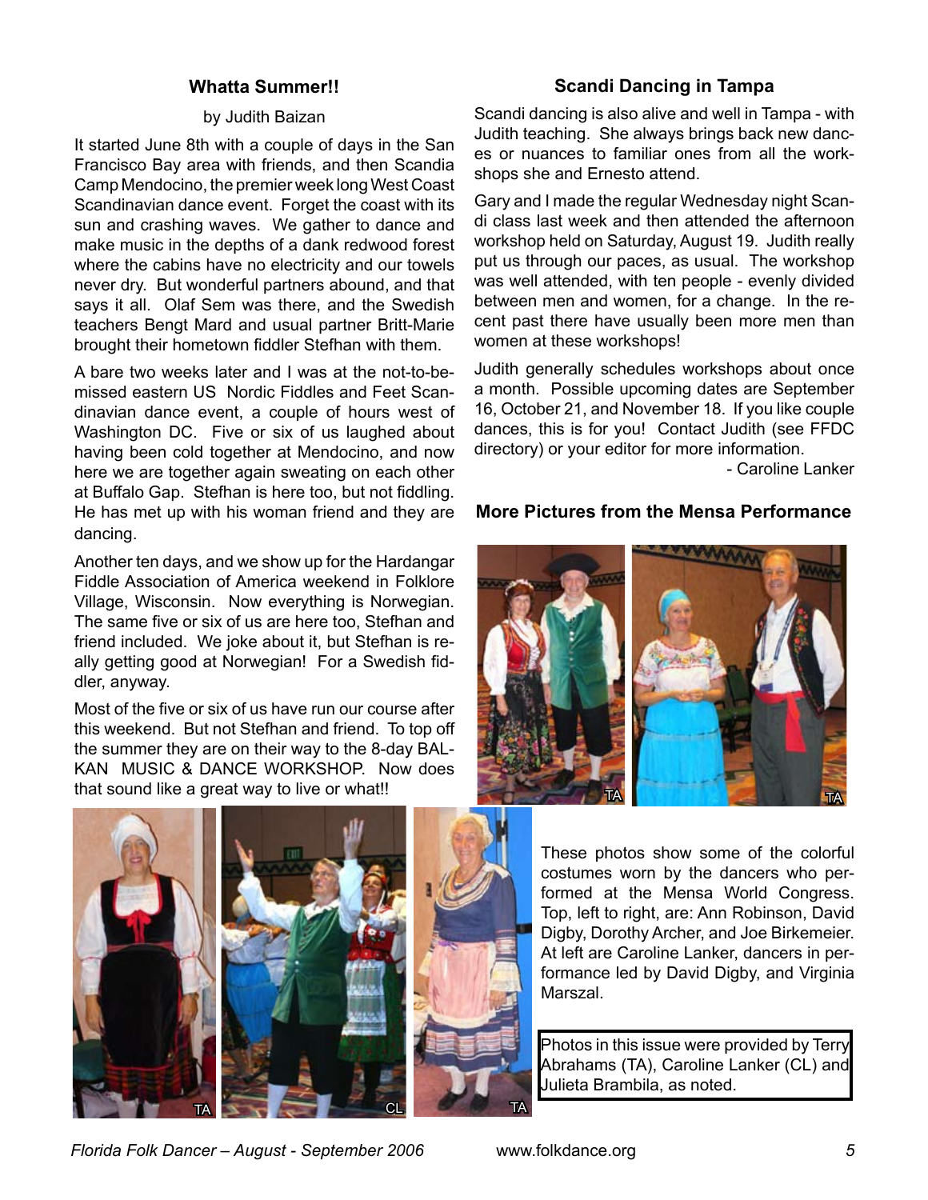## Whatta Summer!!

by Judith Baizan

It started June 8th with a couple of days in the San Francisco Bay area with friends, and then Scandia Camp Mendocino, the premier week long West Coast Scandinavian dance event. Forget the coast with its sun and crashing waves. We gather to dance and make music in the depths of a dank redwood forest where the cabins have no electricity and our towels never dry. But wonderful partners abound, and that says it all. Olaf Sem was there, and the Swedish teachers Bengt Mard and usual partner Britt-Marie brought their hometown fiddler Stefhan with them.

A bare two weeks later and I was at the not-to-be-missed eastern US Nordic Fiddles and Feet Scandinavian dance event, a couple of hours west of Washington DC. Five or six of us laughed about having been cold together at Mendocino, and now here we are together again sweating on each other at Buffalo Gap. Stefhan is here too, but not fiddling. He has met up with his woman friend and they are dancing.

Another ten days, and we show up for the Hardangar Fiddle Association of America weekend in Folklore Village, Wisconsin. Now everything is Norwegian. The same five or six of us are here too, Stefhan and friend included. We joke about it, but Stefhan is really getting good at Norwegian! For a Swedish fiddler, anyway.

Most of the five or six of us have run our course after this weekend. But not Stefhan and friend. To top off the summer they are on their way to the 8-day BALKAN MUSIC & DANCE WORKSHOP. Now does that sound like a great way to live or what!!

## Scandi Dancing in Tampa

Scandi dancing is also alive and well in Tampa - with Judith teaching. She always brings back new dances or nuances to familiar ones from all the workshops she and Ernesto attend.

Gary and I made the regular Wednesday night Scandi class last week and then attended the afternoon workshop held on Saturday, August 19. Judith really put us through our paces, as usual. The workshop was well attended, with ten people - evenly divided between men and women, for a change. In the recent past there have usually been more men than women at these workshops!

Judith generally schedules workshops about once a month. Possible upcoming dates are September 16, October 21, and November 18. If you like couple dances, this is for you! Contact Judith (see FFDC directory) or your editor for more information.

- Caroline Lanker

## More Pictures from the Mensa Performance

These photos show some of the colorful costumes worn by the dancers who performed at the Mensa World Congress. Top, left to right, are: Ann Robinson, David Digby, Dorothy Archer, and Joe Birkemeier. At left are Caroline Lanker, dancers in performance led by David Digby, and Virginia Marszal.

Photos in this issue were provided by Terry Abrahams (TA), Caroline Lanker (CL) and Julieta Brambila, as noted.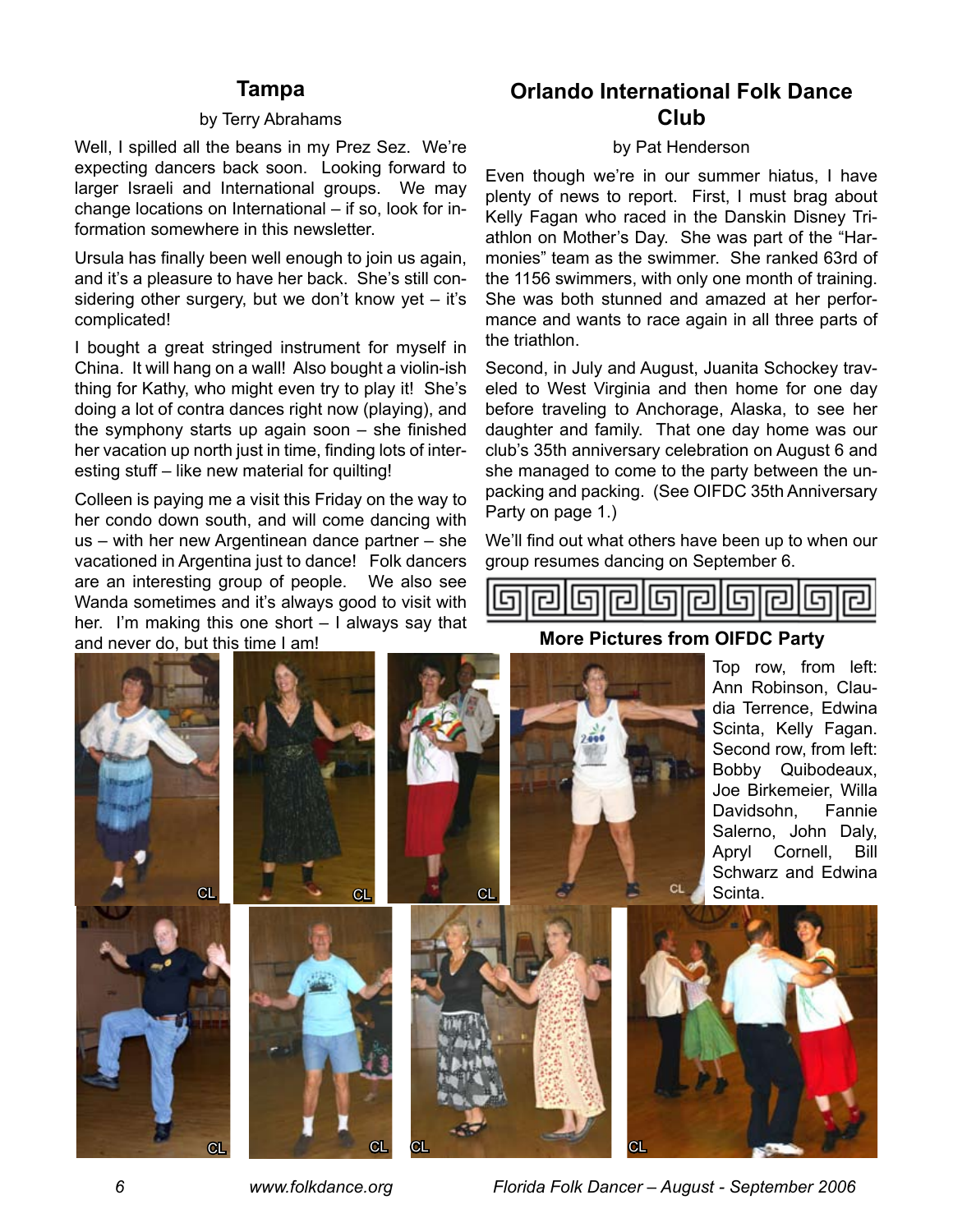## Tampa

by Terry Abrahams

Well, I spilled all the beans in my Prez Sez. We're expecting dancers back soon. Looking forward to larger Israeli and International groups. We may change locations on International – if so, look for information somewhere in this newsletter.

Ursula has finally been well enough to join us again, and it's a pleasure to have her back. She's still considering other surgery, but we don't know yet – it's complicated!

I bought a great stringed instrument for myself in China. It will hang on a wall! Also bought a violin-ish thing for Kathy, who might even try to play it! She's doing a lot of contra dances right now (playing), and the symphony starts up again soon – she finished her vacation up north just in time, finding lots of interesting stuff – like new material for quilting!

Colleen is paying me a visit this Friday on the way to her condo down south, and will come dancing with us – with her new Argentinean dance partner – she vacationed in Argentina just to dance! Folk dancers are an interesting group of people. We also see Wanda sometimes and it's always good to visit with her. I'm making this one short – I always say that and never do, but this time I am!

## Orlando International Folk Dance Club

by Pat Henderson

Even though we're in our summer hiatus, I have plenty of news to report. First, I must brag about Kelly Fagan who raced in the Danskin Disney Triathlon on Mother's Day. She was part of the "Harmonies" team as the swimmer. She ranked 63rd of the 1156 swimmers, with only one month of training. She was both stunned and amazed at her performance and wants to race again in all three parts of the triathlon.

Second, in July and August, Juanita Schockey traveled to West Virginia and then home for one day before traveling to Anchorage, Alaska, to see her daughter and family. That one day home was our club's 35th anniversary celebration on August 6 and she managed to come to the party between the unpacking and packing. (See OIFDC 35th Anniversary Party on page 1.)

We'll find out what others have been up to when our group resumes dancing on September 6.

### More Pictures from OIFDC Party

Top row, from left: Ann Robinson, Claudia Terrence, Edwina Scinta, Kelly Fagan. Second row, from left: Bobby Quibodeaux, Joe Birkemeier, Willa Davidsohn, Fannie Salerno, John Daly, Apryl Cornell, Bill Schwarz and Edwina Scinta.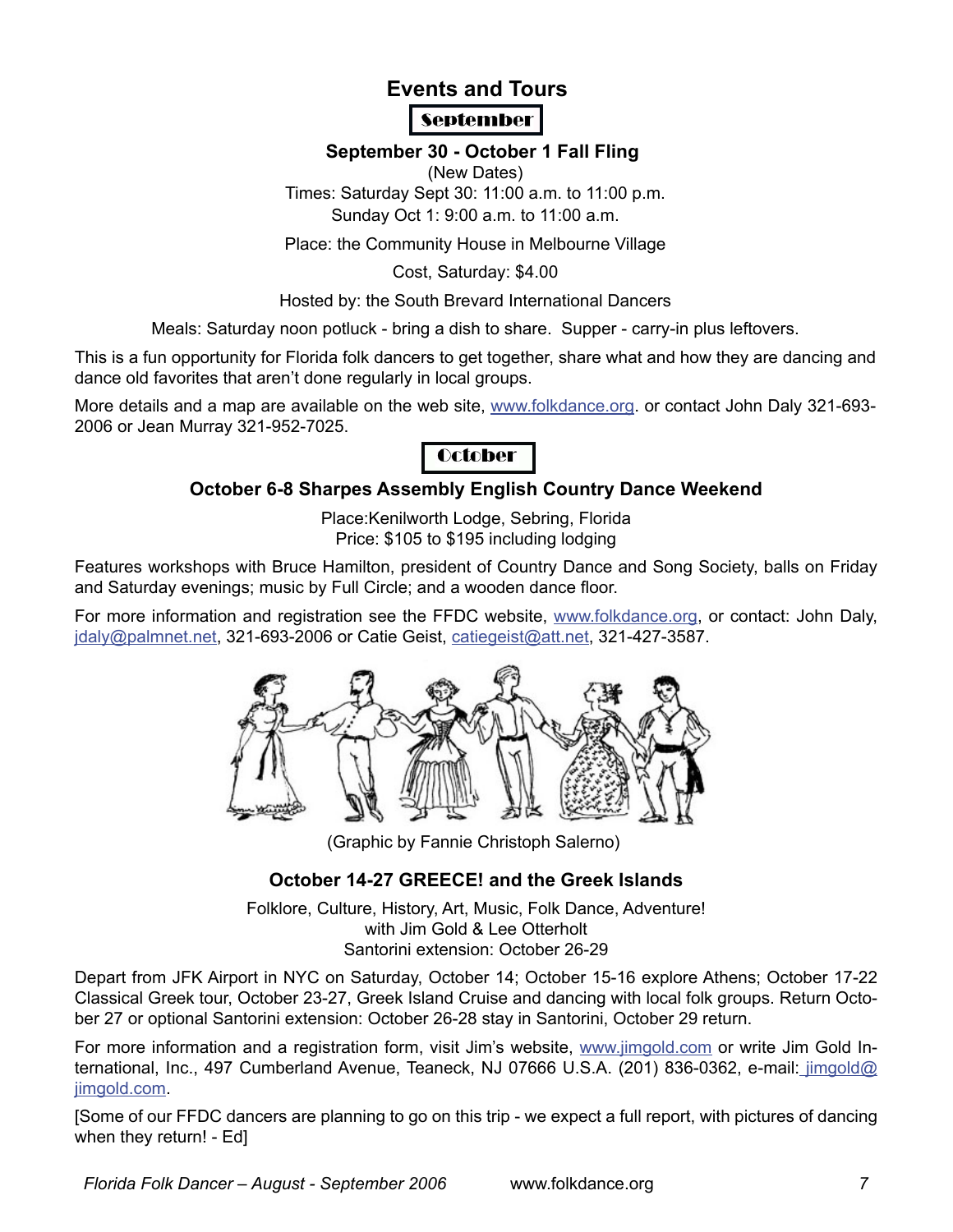# Events and Tours

## September

### September 30 - October 1 Fall Fling

(New Dates)

Times: Saturday Sept 30: 11:00 a.m. to 11:00 p.m.
Sunday Oct 1: 9:00 a.m. to 11:00 a.m.

Place: the Community House in Melbourne Village

Cost, Saturday: $4.00

Hosted by: the South Brevard International Dancers

Meals: Saturday noon potluck - bring a dish to share. Supper - carry-in plus leftovers.

This is a fun opportunity for Florida folk dancers to get together, share what and how they are dancing and dance old favorites that aren't done regularly in local groups.

More details and a map are available on the web site, www.folkdance.org. or contact John Daly 321-693-2006 or Jean Murray 321-952-7025.

## October

### October 6-8 Sharpes Assembly English Country Dance Weekend

Place:Kenilworth Lodge, Sebring, Florida
Price: $105 to $195 including lodging

Features workshops with Bruce Hamilton, president of Country Dance and Song Society, balls on Friday and Saturday evenings; music by Full Circle; and a wooden dance floor.

For more information and registration see the FFDC website, www.folkdance.org, or contact: John Daly, jdaly@palmnet.net, 321-693-2006 or Catie Geist, catiegeist@att.net, 321-427-3587.

(Graphic by Fannie Christoph Salerno)

### October 14-27 GREECE! and the Greek Islands

Folklore, Culture, History, Art, Music, Folk Dance, Adventure!
with Jim Gold & Lee Otterholt
Santorini extension: October 26-29

Depart from JFK Airport in NYC on Saturday, October 14; October 15-16 explore Athens; October 17-22 Classical Greek tour, October 23-27, Greek Island Cruise and dancing with local folk groups. Return October 27 or optional Santorini extension: October 26-28 stay in Santorini, October 29 return.

For more information and a registration form, visit Jim's website, www.jimgold.com or write Jim Gold International, Inc., 497 Cumberland Avenue, Teaneck, NJ 07666 U.S.A. (201) 836-0362, e-mail: jimgold@jimgold.com.

[Some of our FFDC dancers are planning to go on this trip - we expect a full report, with pictures of dancing when they return! - Ed]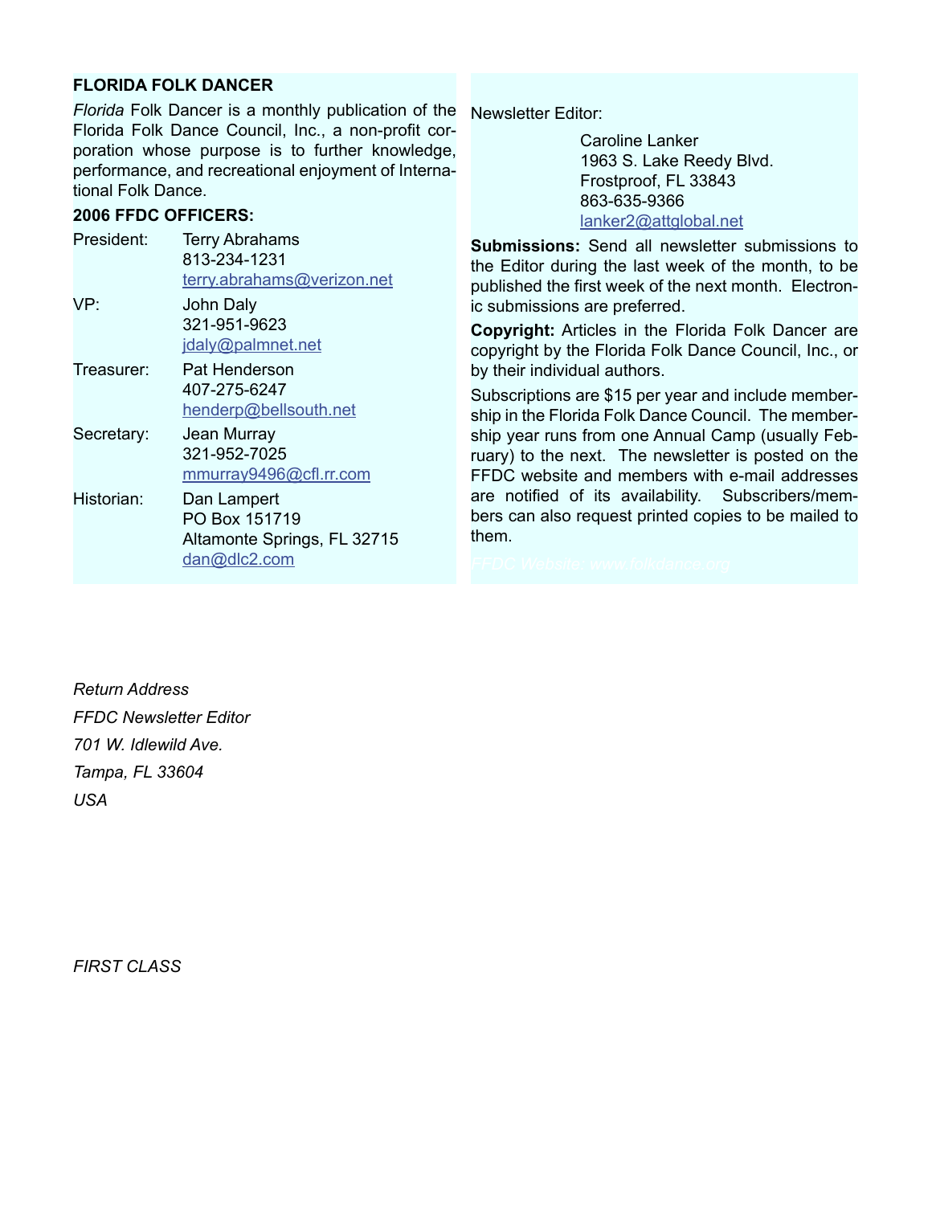## FLORIDA FOLK DANCER

*Florida* Folk Dancer is a monthly publication of the Florida Folk Dance Council, Inc., a non-profit corporation whose purpose is to further knowledge, performance, and recreational enjoyment of International Folk Dance.

### 2006 FFDC OFFICERS:

| | |
|---|---|
| President: | Terry Abrahams<br>813-234-1231<br>terry.abrahams@verizon.net |
| VP: | John Daly<br>321-951-9623<br>jdaly@palmnet.net |
| Treasurer: | Pat Henderson<br>407-275-6247<br>henderp@bellsouth.net |
| Secretary: | Jean Murray<br>321-952-7025<br>mmurray9496@cfl.rr.com |
| Historian: | Dan Lampert<br>PO Box 151719<br>Altamonte Springs, FL 32715<br>dan@dlc2.com |

Newsletter Editor:

Caroline Lanker
1963 S. Lake Reedy Blvd.
Frostproof, FL 33843
863-635-9366
lanker2@attglobal.net

**Submissions:** Send all newsletter submissions to the Editor during the last week of the month, to be published the first week of the next month. Electronic submissions are preferred.

**Copyright:** Articles in the Florida Folk Dancer are copyright by the Florida Folk Dance Council, Inc., or by their individual authors.

Subscriptions are $15 per year and include membership in the Florida Folk Dance Council. The membership year runs from one Annual Camp (usually February) to the next. The newsletter is posted on the FFDC website and members with e-mail addresses are notified of its availability. Subscribers/members can also request printed copies to be mailed to them.

*FFDC Website: www.folkdance.org*

*Return Address*
*FFDC Newsletter Editor*
*701 W. Idlewild Ave.*
*Tampa, FL 33604*
*USA*

*FIRST CLASS*